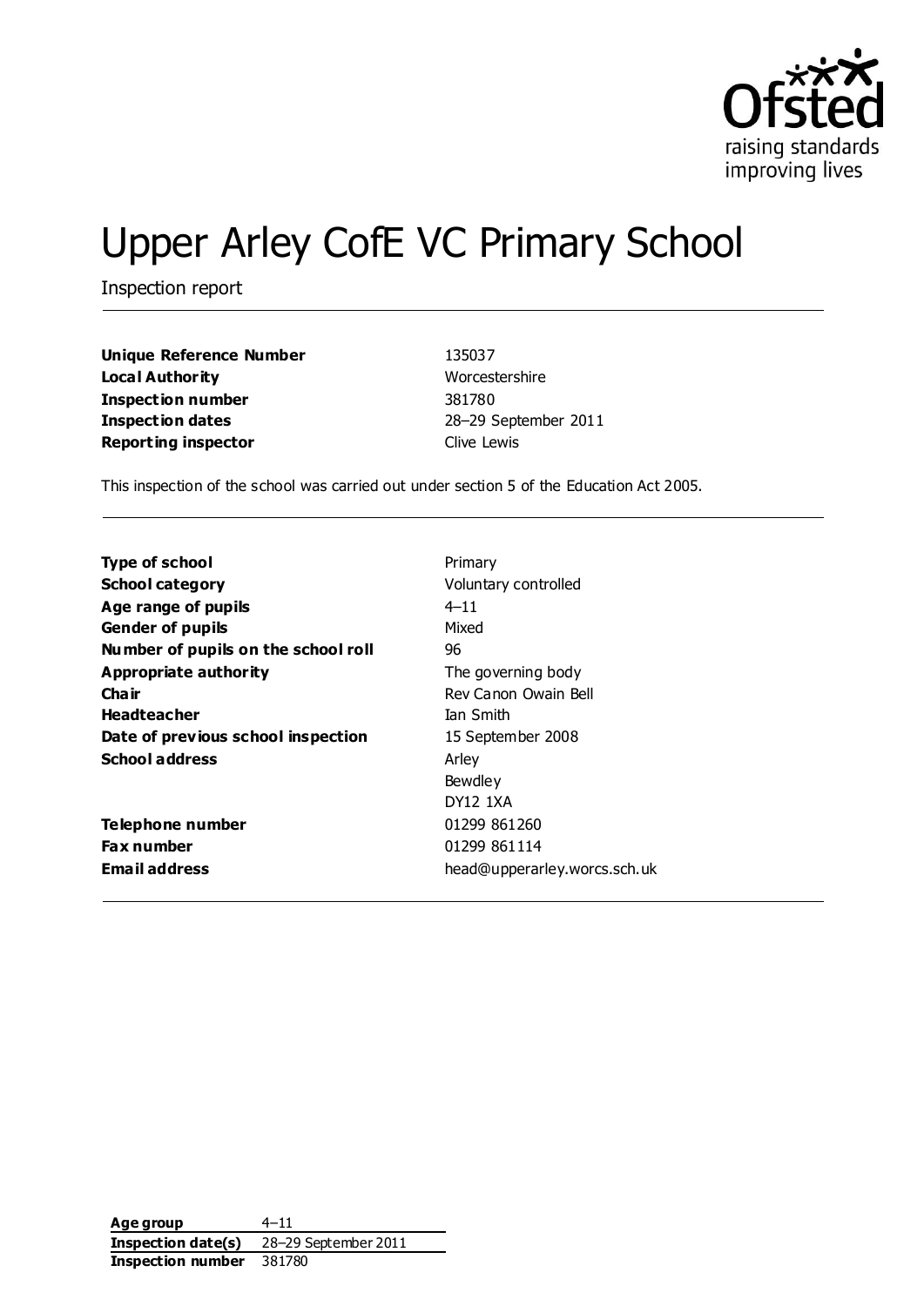Ofsted
raising standards
improving lives

# Upper Arley CofE VC Primary School

Inspection report

| | |
|---|---|
| **Unique Reference Number** | 135037 |
| **Local Authority** | Worcestershire |
| **Inspection number** | 381780 |
| **Inspection dates** | 28–29 September 2011 |
| **Reporting inspector** | Clive Lewis |

This inspection of the school was carried out under section 5 of the Education Act 2005.

| | |
|---|---|
| **Type of school** | Primary |
| **School category** | Voluntary controlled |
| **Age range of pupils** | 4–11 |
| **Gender of pupils** | Mixed |
| **Number of pupils on the school roll** | 96 |
| **Appropriate authority** | The governing body |
| **Chair** | Rev Canon Owain Bell |
| **Headteacher** | Ian Smith |
| **Date of previous school inspection** | 15 September 2008 |
| **School address** | Arley<br>Bewdley<br>DY12 1XA |
| **Telephone number** | 01299 861260 |
| **Fax number** | 01299 861114 |
| **Email address** | head@upperarley.worcs.sch.uk |

| | |
|---|---|
| **Age group** | 4–11 |
| **Inspection date(s)** | 28–29 September 2011 |
| **Inspection number** | 381780 |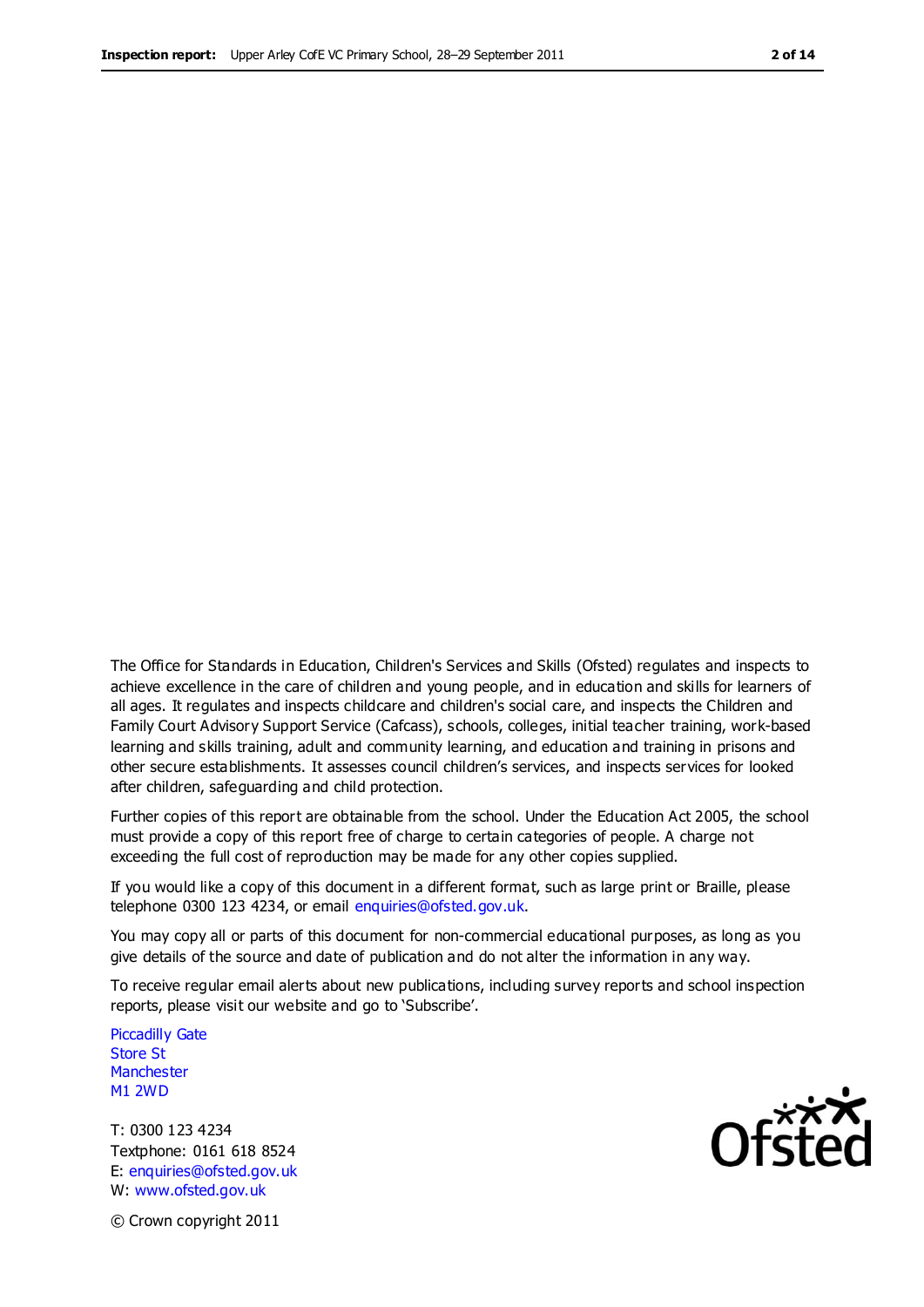The Office for Standards in Education, Children's Services and Skills (Ofsted) regulates and inspects to achieve excellence in the care of children and young people, and in education and skills for learners of all ages. It regulates and inspects childcare and children's social care, and inspects the Children and Family Court Advisory Support Service (Cafcass), schools, colleges, initial teacher training, work-based learning and skills training, adult and community learning, and education and training in prisons and other secure establishments. It assesses council children's services, and inspects services for looked after children, safeguarding and child protection.

Further copies of this report are obtainable from the school. Under the Education Act 2005, the school must provide a copy of this report free of charge to certain categories of people. A charge not exceeding the full cost of reproduction may be made for any other copies supplied.

If you would like a copy of this document in a different format, such as large print or Braille, please telephone 0300 123 4234, or email enquiries@ofsted.gov.uk.

You may copy all or parts of this document for non-commercial educational purposes, as long as you give details of the source and date of publication and do not alter the information in any way.

To receive regular email alerts about new publications, including survey reports and school inspection reports, please visit our website and go to 'Subscribe'.

Piccadilly Gate
Store St
Manchester
M1 2WD

T: 0300 123 4234
Textphone: 0161 618 8524
E: enquiries@ofsted.gov.uk
W: www.ofsted.gov.uk

© Crown copyright 2011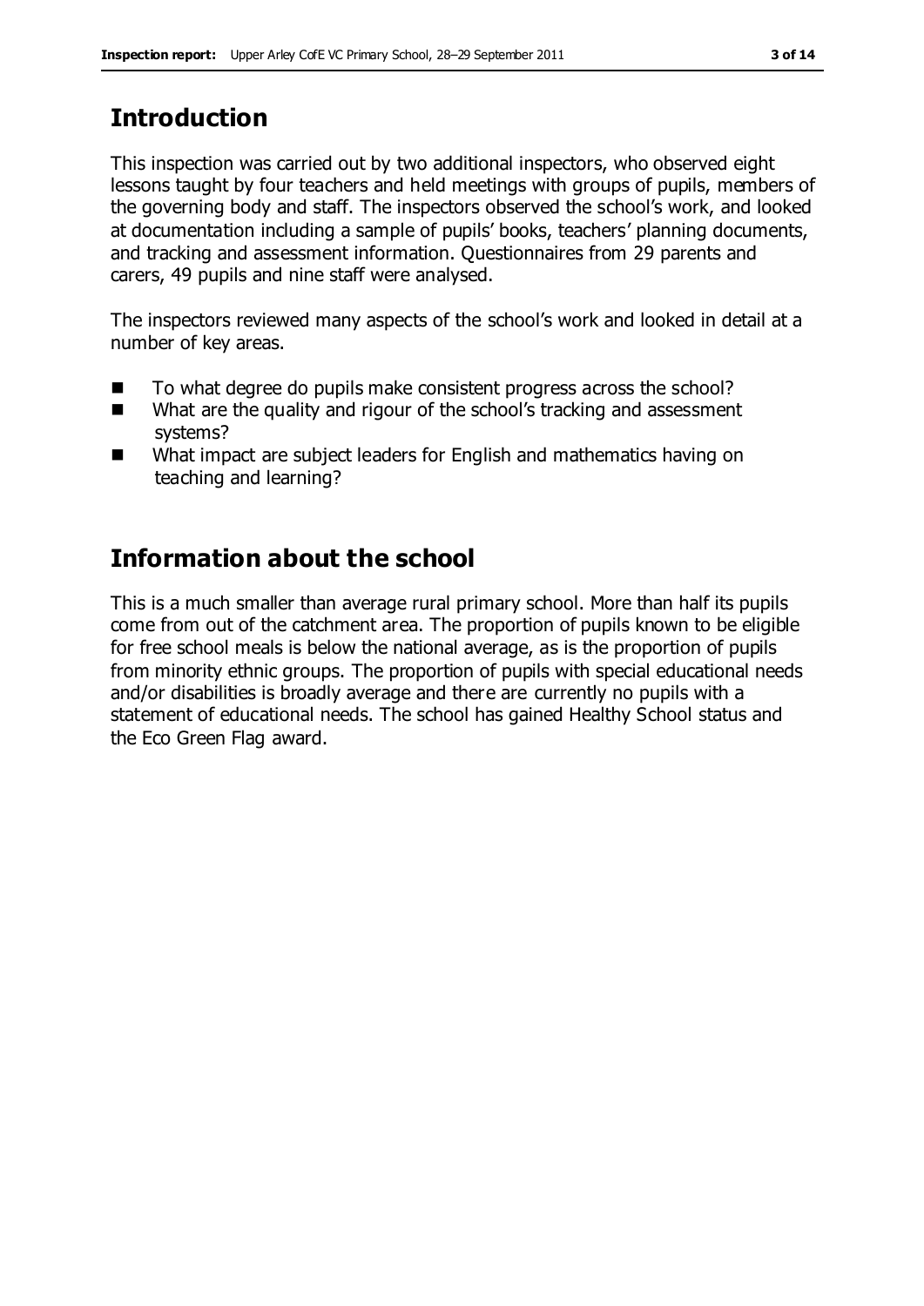## Introduction

This inspection was carried out by two additional inspectors, who observed eight lessons taught by four teachers and held meetings with groups of pupils, members of the governing body and staff. The inspectors observed the school's work, and looked at documentation including a sample of pupils' books, teachers' planning documents, and tracking and assessment information. Questionnaires from 29 parents and carers, 49 pupils and nine staff were analysed.

The inspectors reviewed many aspects of the school's work and looked in detail at a number of key areas.

- To what degree do pupils make consistent progress across the school?
- What are the quality and rigour of the school's tracking and assessment systems?
- What impact are subject leaders for English and mathematics having on teaching and learning?

## Information about the school

This is a much smaller than average rural primary school. More than half its pupils come from out of the catchment area. The proportion of pupils known to be eligible for free school meals is below the national average, as is the proportion of pupils from minority ethnic groups. The proportion of pupils with special educational needs and/or disabilities is broadly average and there are currently no pupils with a statement of educational needs. The school has gained Healthy School status and the Eco Green Flag award.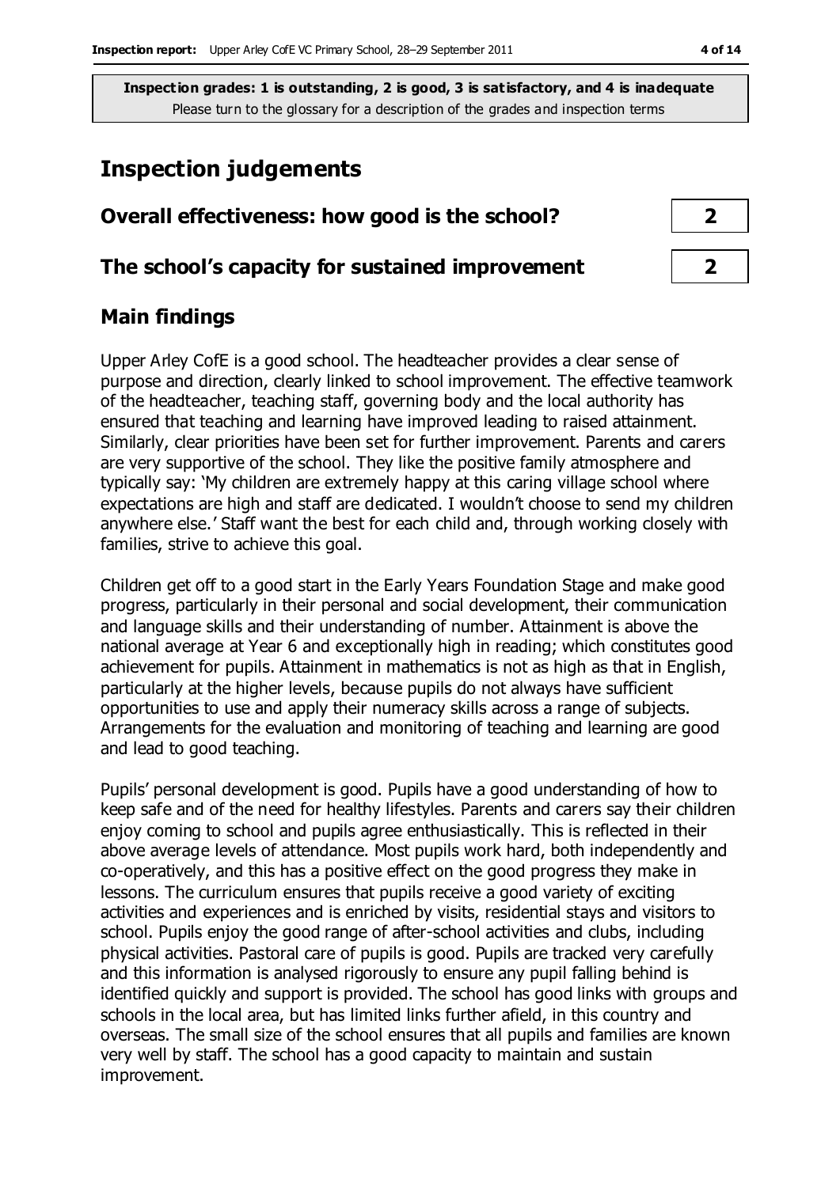**Inspection grades: 1 is outstanding, 2 is good, 3 is satisfactory, and 4 is inadequate**
Please turn to the glossary for a description of the grades and inspection terms

# Inspection judgements

| Overall effectiveness: how good is the school? | 2 |
|---|---|
| **The school's capacity for sustained improvement** | **2** |

## Main findings

Upper Arley CofE is a good school. The headteacher provides a clear sense of purpose and direction, clearly linked to school improvement. The effective teamwork of the headteacher, teaching staff, governing body and the local authority has ensured that teaching and learning have improved leading to raised attainment. Similarly, clear priorities have been set for further improvement. Parents and carers are very supportive of the school. They like the positive family atmosphere and typically say: 'My children are extremely happy at this caring village school where expectations are high and staff are dedicated. I wouldn't choose to send my children anywhere else.' Staff want the best for each child and, through working closely with families, strive to achieve this goal.

Children get off to a good start in the Early Years Foundation Stage and make good progress, particularly in their personal and social development, their communication and language skills and their understanding of number. Attainment is above the national average at Year 6 and exceptionally high in reading; which constitutes good achievement for pupils. Attainment in mathematics is not as high as that in English, particularly at the higher levels, because pupils do not always have sufficient opportunities to use and apply their numeracy skills across a range of subjects. Arrangements for the evaluation and monitoring of teaching and learning are good and lead to good teaching.

Pupils' personal development is good. Pupils have a good understanding of how to keep safe and of the need for healthy lifestyles. Parents and carers say their children enjoy coming to school and pupils agree enthusiastically. This is reflected in their above average levels of attendance. Most pupils work hard, both independently and co-operatively, and this has a positive effect on the good progress they make in lessons. The curriculum ensures that pupils receive a good variety of exciting activities and experiences and is enriched by visits, residential stays and visitors to school. Pupils enjoy the good range of after-school activities and clubs, including physical activities. Pastoral care of pupils is good. Pupils are tracked very carefully and this information is analysed rigorously to ensure any pupil falling behind is identified quickly and support is provided. The school has good links with groups and schools in the local area, but has limited links further afield, in this country and overseas. The small size of the school ensures that all pupils and families are known very well by staff. The school has a good capacity to maintain and sustain improvement.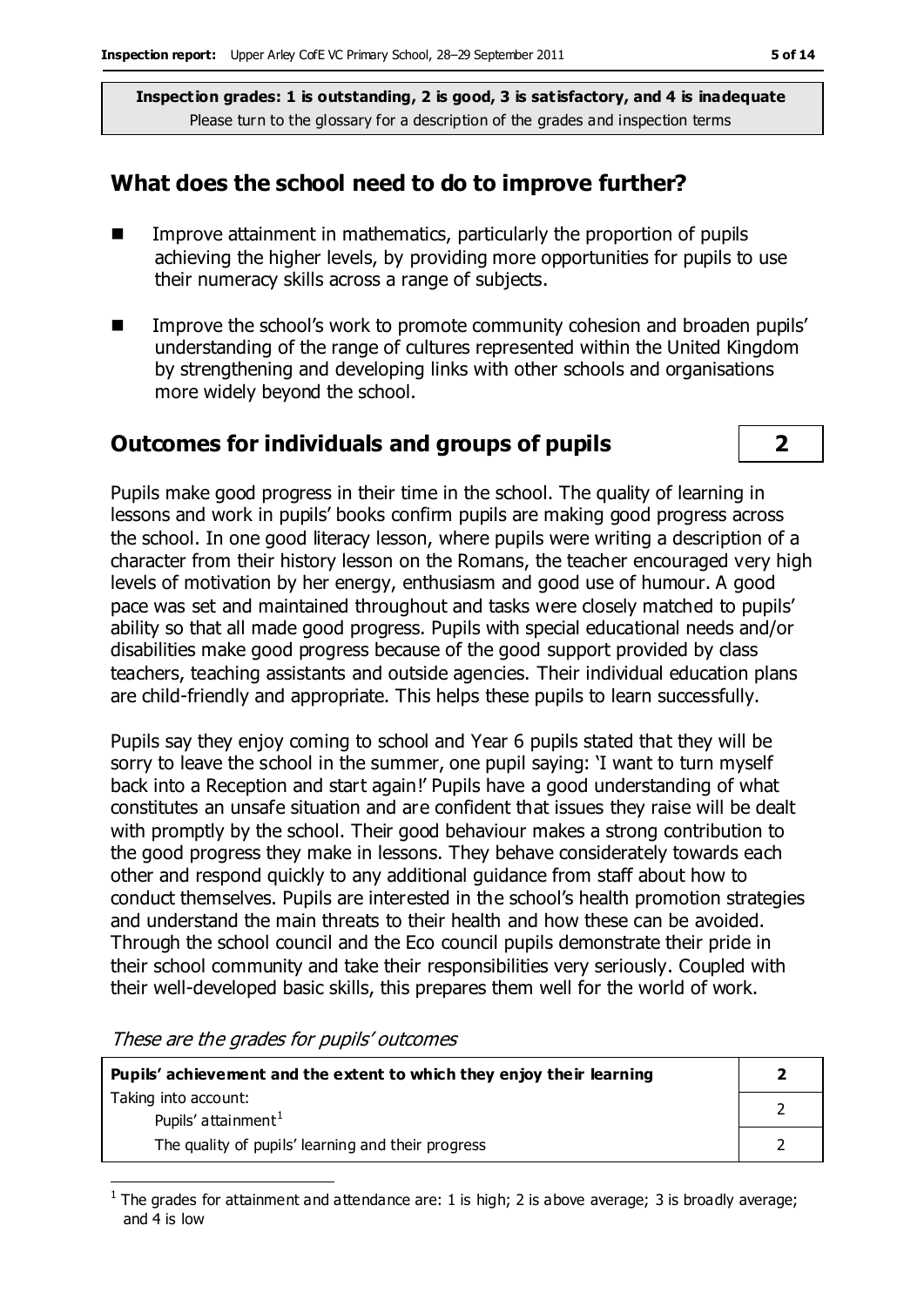**Inspection grades: 1 is outstanding, 2 is good, 3 is satisfactory, and 4 is inadequate**
Please turn to the glossary for a description of the grades and inspection terms

## What does the school need to do to improve further?

- Improve attainment in mathematics, particularly the proportion of pupils achieving the higher levels, by providing more opportunities for pupils to use their numeracy skills across a range of subjects.
- Improve the school's work to promote community cohesion and broaden pupils' understanding of the range of cultures represented within the United Kingdom by strengthening and developing links with other schools and organisations more widely beyond the school.

## Outcomes for individuals and groups of pupils — 2

Pupils make good progress in their time in the school. The quality of learning in lessons and work in pupils' books confirm pupils are making good progress across the school. In one good literacy lesson, where pupils were writing a description of a character from their history lesson on the Romans, the teacher encouraged very high levels of motivation by her energy, enthusiasm and good use of humour. A good pace was set and maintained throughout and tasks were closely matched to pupils' ability so that all made good progress. Pupils with special educational needs and/or disabilities make good progress because of the good support provided by class teachers, teaching assistants and outside agencies. Their individual education plans are child-friendly and appropriate. This helps these pupils to learn successfully.

Pupils say they enjoy coming to school and Year 6 pupils stated that they will be sorry to leave the school in the summer, one pupil saying: 'I want to turn myself back into a Reception and start again!' Pupils have a good understanding of what constitutes an unsafe situation and are confident that issues they raise will be dealt with promptly by the school. Their good behaviour makes a strong contribution to the good progress they make in lessons. They behave considerately towards each other and respond quickly to any additional guidance from staff about how to conduct themselves. Pupils are interested in the school's health promotion strategies and understand the main threats to their health and how these can be avoided. Through the school council and the Eco council pupils demonstrate their pride in their school community and take their responsibilities very seriously. Coupled with their well-developed basic skills, this prepares them well for the world of work.

*These are the grades for pupils' outcomes*

| **Pupils' achievement and the extent to which they enjoy their learning** | **2** |
|---|---|
| Taking into account: Pupils' attainment[1] | 2 |
| The quality of pupils' learning and their progress | 2 |

[1] The grades for attainment and attendance are: 1 is high; 2 is above average; 3 is broadly average; and 4 is low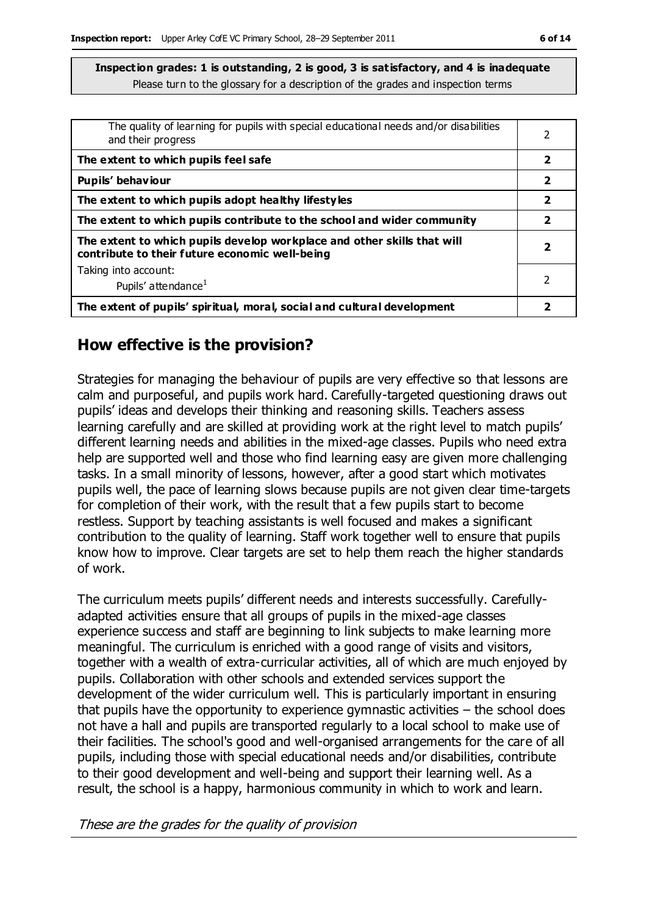**Inspection grades: 1 is outstanding, 2 is good, 3 is satisfactory, and 4 is inadequate**
Please turn to the glossary for a description of the grades and inspection terms

| | |
|---|---|
| The quality of learning for pupils with special educational needs and/or disabilities and their progress | 2 |
| **The extent to which pupils feel safe** | **2** |
| **Pupils' behaviour** | **2** |
| **The extent to which pupils adopt healthy lifestyles** | **2** |
| **The extent to which pupils contribute to the school and wider community** | **2** |
| **The extent to which pupils develop workplace and other skills that will contribute to their future economic well-being** | **2** |
| Taking into account: Pupils' attendance[1] | 2 |
| **The extent of pupils' spiritual, moral, social and cultural development** | **2** |

## How effective is the provision?

Strategies for managing the behaviour of pupils are very effective so that lessons are calm and purposeful, and pupils work hard. Carefully-targeted questioning draws out pupils' ideas and develops their thinking and reasoning skills. Teachers assess learning carefully and are skilled at providing work at the right level to match pupils' different learning needs and abilities in the mixed-age classes. Pupils who need extra help are supported well and those who find learning easy are given more challenging tasks. In a small minority of lessons, however, after a good start which motivates pupils well, the pace of learning slows because pupils are not given clear time-targets for completion of their work, with the result that a few pupils start to become restless. Support by teaching assistants is well focused and makes a significant contribution to the quality of learning. Staff work together well to ensure that pupils know how to improve. Clear targets are set to help them reach the higher standards of work.

The curriculum meets pupils' different needs and interests successfully. Carefully-adapted activities ensure that all groups of pupils in the mixed-age classes experience success and staff are beginning to link subjects to make learning more meaningful. The curriculum is enriched with a good range of visits and visitors, together with a wealth of extra-curricular activities, all of which are much enjoyed by pupils. Collaboration with other schools and extended services support the development of the wider curriculum well. This is particularly important in ensuring that pupils have the opportunity to experience gymnastic activities – the school does not have a hall and pupils are transported regularly to a local school to make use of their facilities. The school's good and well-organised arrangements for the care of all pupils, including those with special educational needs and/or disabilities, contribute to their good development and well-being and support their learning well. As a result, the school is a happy, harmonious community in which to work and learn.

*These are the grades for the quality of provision*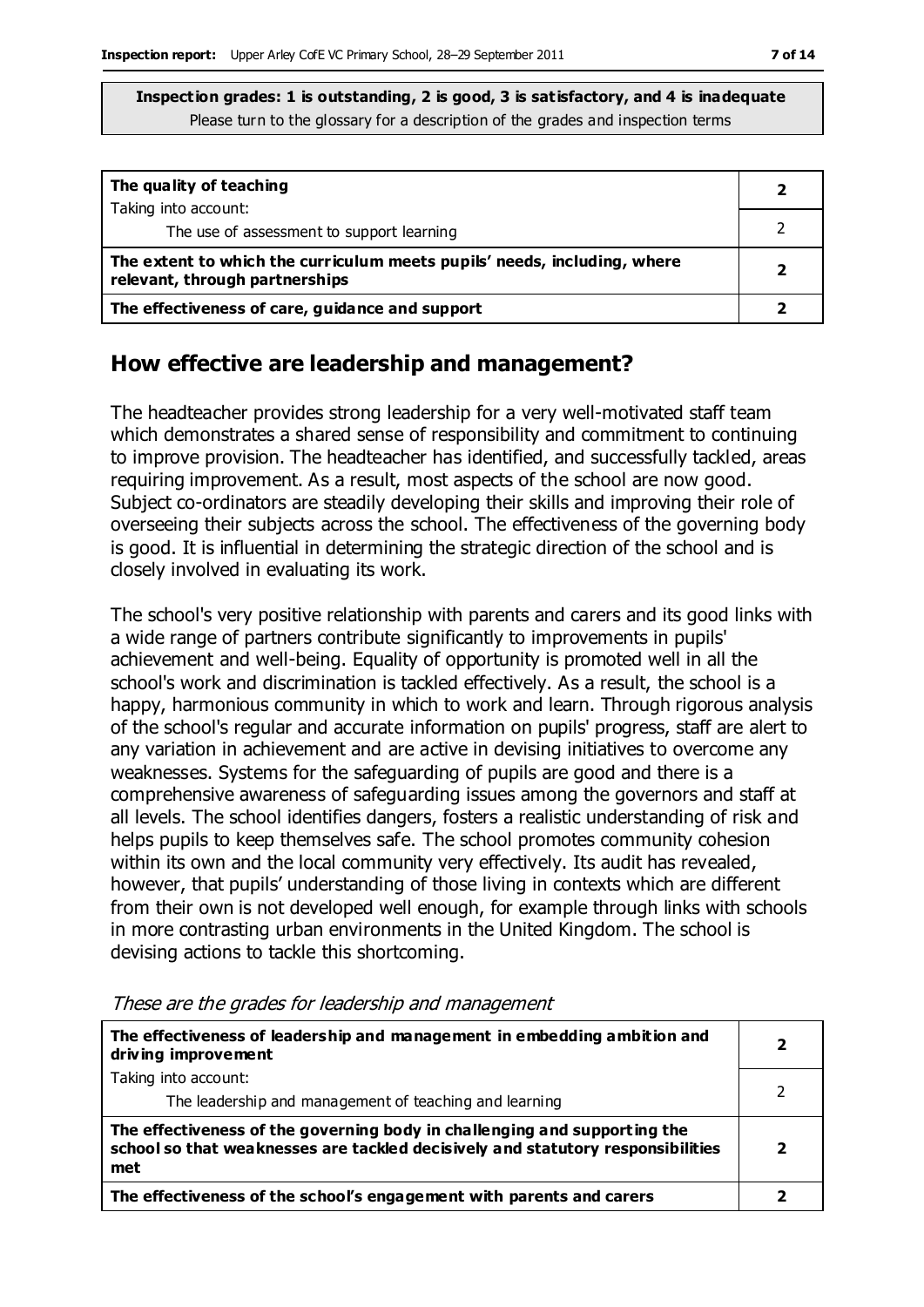**Inspection grades: 1 is outstanding, 2 is good, 3 is satisfactory, and 4 is inadequate**
Please turn to the glossary for a description of the grades and inspection terms

| | |
|---|---|
| **The quality of teaching** | **2** |
| Taking into account:<br>The use of assessment to support learning | 2 |
| **The extent to which the curriculum meets pupils' needs, including, where relevant, through partnerships** | **2** |
| **The effectiveness of care, guidance and support** | **2** |

## How effective are leadership and management?

The headteacher provides strong leadership for a very well-motivated staff team which demonstrates a shared sense of responsibility and commitment to continuing to improve provision. The headteacher has identified, and successfully tackled, areas requiring improvement. As a result, most aspects of the school are now good. Subject co-ordinators are steadily developing their skills and improving their role of overseeing their subjects across the school. The effectiveness of the governing body is good. It is influential in determining the strategic direction of the school and is closely involved in evaluating its work.

The school's very positive relationship with parents and carers and its good links with a wide range of partners contribute significantly to improvements in pupils' achievement and well-being. Equality of opportunity is promoted well in all the school's work and discrimination is tackled effectively. As a result, the school is a happy, harmonious community in which to work and learn. Through rigorous analysis of the school's regular and accurate information on pupils' progress, staff are alert to any variation in achievement and are active in devising initiatives to overcome any weaknesses. Systems for the safeguarding of pupils are good and there is a comprehensive awareness of safeguarding issues among the governors and staff at all levels. The school identifies dangers, fosters a realistic understanding of risk and helps pupils to keep themselves safe. The school promotes community cohesion within its own and the local community very effectively. Its audit has revealed, however, that pupils' understanding of those living in contexts which are different from their own is not developed well enough, for example through links with schools in more contrasting urban environments in the United Kingdom. The school is devising actions to tackle this shortcoming.

*These are the grades for leadership and management*

| | |
|---|---|
| **The effectiveness of leadership and management in embedding ambition and driving improvement** | **2** |
| Taking into account:<br>The leadership and management of teaching and learning | 2 |
| **The effectiveness of the governing body in challenging and supporting the school so that weaknesses are tackled decisively and statutory responsibilities met** | **2** |
| **The effectiveness of the school's engagement with parents and carers** | **2** |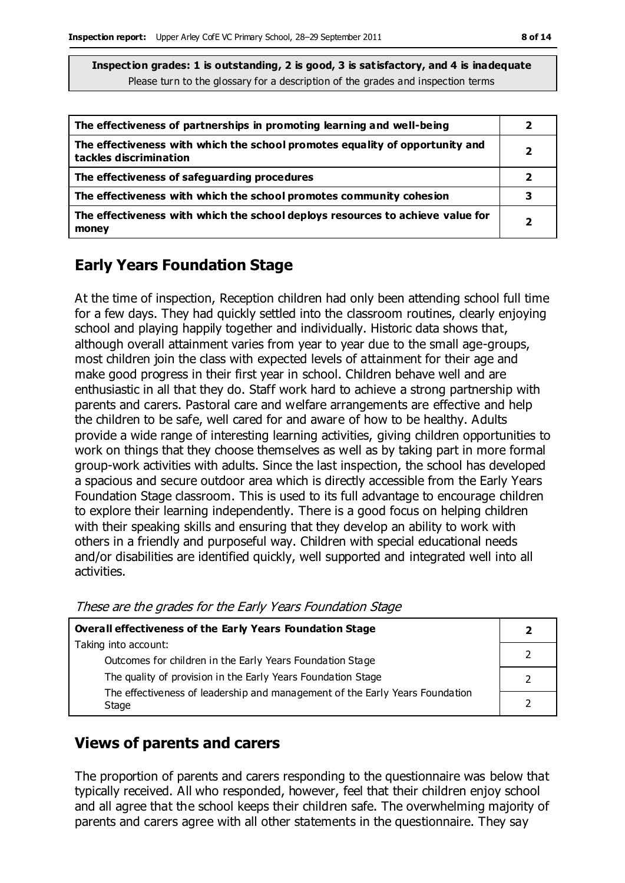**Inspection grades: 1 is outstanding, 2 is good, 3 is satisfactory, and 4 is inadequate**
Please turn to the glossary for a description of the grades and inspection terms

| | |
|---|---|
| **The effectiveness of partnerships in promoting learning and well-being** | **2** |
| **The effectiveness with which the school promotes equality of opportunity and tackles discrimination** | **2** |
| **The effectiveness of safeguarding procedures** | **2** |
| **The effectiveness with which the school promotes community cohesion** | **3** |
| **The effectiveness with which the school deploys resources to achieve value for money** | **2** |

## Early Years Foundation Stage

At the time of inspection, Reception children had only been attending school full time for a few days. They had quickly settled into the classroom routines, clearly enjoying school and playing happily together and individually. Historic data shows that, although overall attainment varies from year to year due to the small age-groups, most children join the class with expected levels of attainment for their age and make good progress in their first year in school. Children behave well and are enthusiastic in all that they do. Staff work hard to achieve a strong partnership with parents and carers. Pastoral care and welfare arrangements are effective and help the children to be safe, well cared for and aware of how to be healthy. Adults provide a wide range of interesting learning activities, giving children opportunities to work on things that they choose themselves as well as by taking part in more formal group-work activities with adults. Since the last inspection, the school has developed a spacious and secure outdoor area which is directly accessible from the Early Years Foundation Stage classroom. This is used to its full advantage to encourage children to explore their learning independently. There is a good focus on helping children with their speaking skills and ensuring that they develop an ability to work with others in a friendly and purposeful way. Children with special educational needs and/or disabilities are identified quickly, well supported and integrated well into all activities.

*These are the grades for the Early Years Foundation Stage*

| | |
|---|---|
| **Overall effectiveness of the Early Years Foundation Stage** | **2** |
| Taking into account: Outcomes for children in the Early Years Foundation Stage | 2 |
| The quality of provision in the Early Years Foundation Stage | 2 |
| The effectiveness of leadership and management of the Early Years Foundation Stage | 2 |

## Views of parents and carers

The proportion of parents and carers responding to the questionnaire was below that typically received. All who responded, however, feel that their children enjoy school and all agree that the school keeps their children safe. The overwhelming majority of parents and carers agree with all other statements in the questionnaire. They say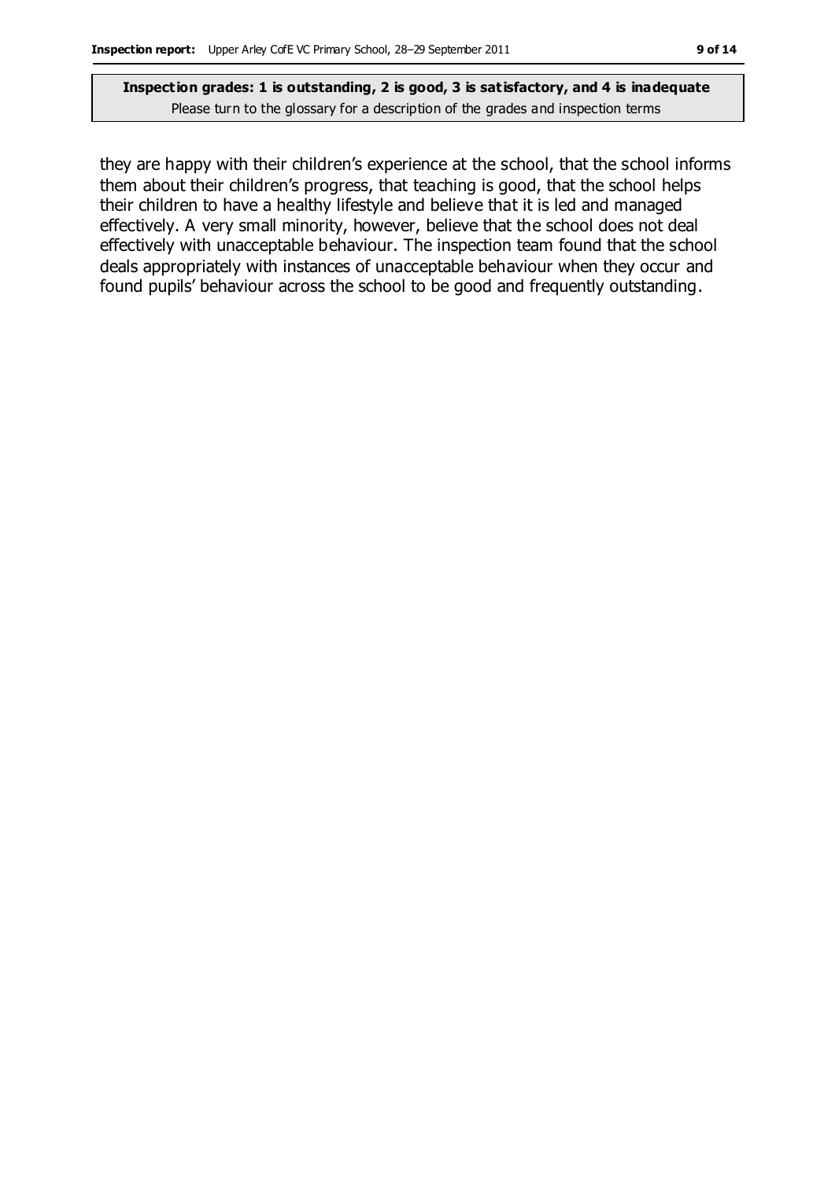they are happy with their children's experience at the school, that the school informs them about their children's progress, that teaching is good, that the school helps their children to have a healthy lifestyle and believe that it is led and managed effectively. A very small minority, however, believe that the school does not deal effectively with unacceptable behaviour. The inspection team found that the school deals appropriately with instances of unacceptable behaviour when they occur and found pupils' behaviour across the school to be good and frequently outstanding.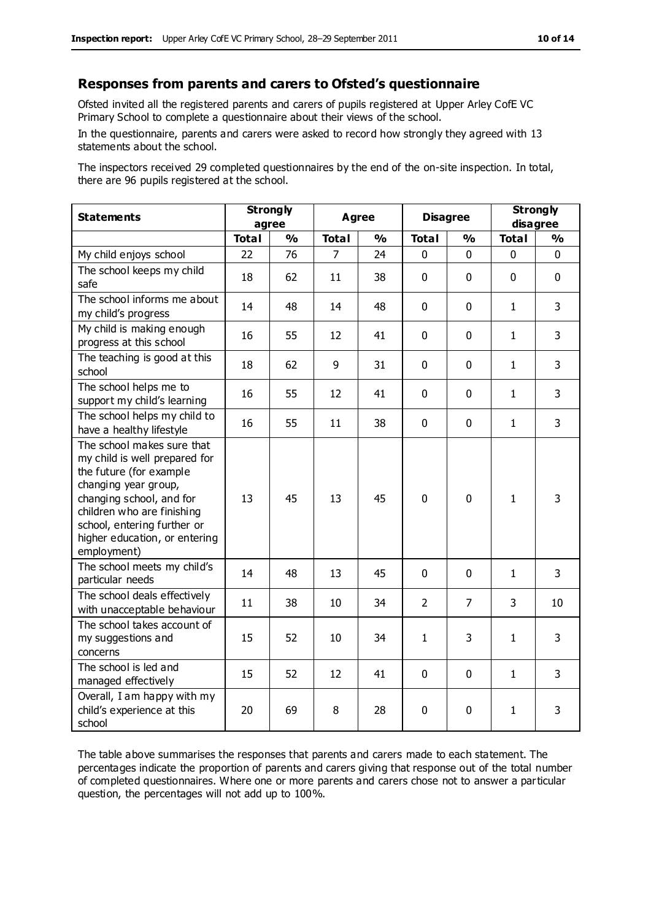## Responses from parents and carers to Ofsted's questionnaire

Ofsted invited all the registered parents and carers of pupils registered at Upper Arley CofE VC Primary School to complete a questionnaire about their views of the school.

In the questionnaire, parents and carers were asked to record how strongly they agreed with 13 statements about the school.

The inspectors received 29 completed questionnaires by the end of the on-site inspection. In total, there are 96 pupils registered at the school.

| Statements | Strongly agree | | Agree | | Disagree | | Strongly disagree | |
|---|---|---|---|---|---|---|---|---|
| | Total | % | Total | % | Total | % | Total | % |
| My child enjoys school | 22 | 76 | 7 | 24 | 0 | 0 | 0 | 0 |
| The school keeps my child safe | 18 | 62 | 11 | 38 | 0 | 0 | 0 | 0 |
| The school informs me about my child's progress | 14 | 48 | 14 | 48 | 0 | 0 | 1 | 3 |
| My child is making enough progress at this school | 16 | 55 | 12 | 41 | 0 | 0 | 1 | 3 |
| The teaching is good at this school | 18 | 62 | 9 | 31 | 0 | 0 | 1 | 3 |
| The school helps me to support my child's learning | 16 | 55 | 12 | 41 | 0 | 0 | 1 | 3 |
| The school helps my child to have a healthy lifestyle | 16 | 55 | 11 | 38 | 0 | 0 | 1 | 3 |
| The school makes sure that my child is well prepared for the future (for example changing year group, changing school, and for children who are finishing school, entering further or higher education, or entering employment) | 13 | 45 | 13 | 45 | 0 | 0 | 1 | 3 |
| The school meets my child's particular needs | 14 | 48 | 13 | 45 | 0 | 0 | 1 | 3 |
| The school deals effectively with unacceptable behaviour | 11 | 38 | 10 | 34 | 2 | 7 | 3 | 10 |
| The school takes account of my suggestions and concerns | 15 | 52 | 10 | 34 | 1 | 3 | 1 | 3 |
| The school is led and managed effectively | 15 | 52 | 12 | 41 | 0 | 0 | 1 | 3 |
| Overall, I am happy with my child's experience at this school | 20 | 69 | 8 | 28 | 0 | 0 | 1 | 3 |

The table above summarises the responses that parents and carers made to each statement. The percentages indicate the proportion of parents and carers giving that response out of the total number of completed questionnaires. Where one or more parents and carers chose not to answer a particular question, the percentages will not add up to 100%.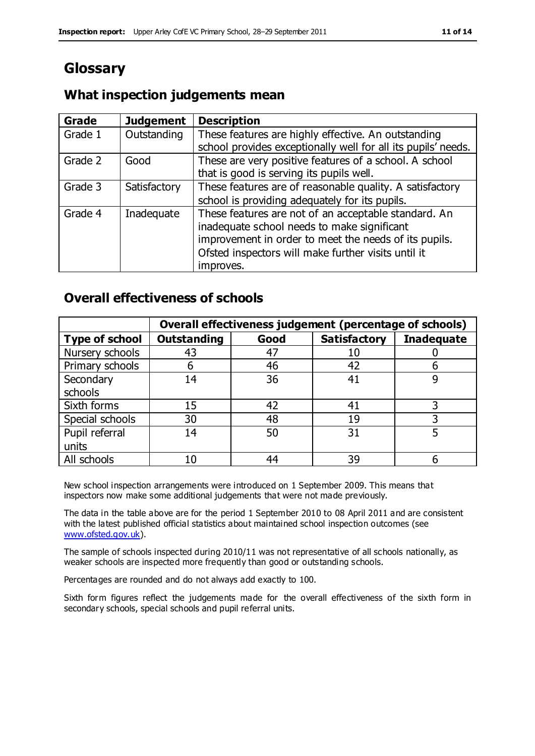# Glossary

## What inspection judgements mean

| Grade | Judgement | Description |
|---|---|---|
| Grade 1 | Outstanding | These features are highly effective. An outstanding school provides exceptionally well for all its pupils' needs. |
| Grade 2 | Good | These are very positive features of a school. A school that is good is serving its pupils well. |
| Grade 3 | Satisfactory | These features are of reasonable quality. A satisfactory school is providing adequately for its pupils. |
| Grade 4 | Inadequate | These features are not of an acceptable standard. An inadequate school needs to make significant improvement in order to meet the needs of its pupils. Ofsted inspectors will make further visits until it improves. |

## Overall effectiveness of schools

| | Overall effectiveness judgement (percentage of schools) | | | |
|---|---|---|---|---|
| **Type of school** | **Outstanding** | **Good** | **Satisfactory** | **Inadequate** |
| Nursery schools | 43 | 47 | 10 | 0 |
| Primary schools | 6 | 46 | 42 | 6 |
| Secondary schools | 14 | 36 | 41 | 9 |
| Sixth forms | 15 | 42 | 41 | 3 |
| Special schools | 30 | 48 | 19 | 3 |
| Pupil referral units | 14 | 50 | 31 | 5 |
| All schools | 10 | 44 | 39 | 6 |

New school inspection arrangements were introduced on 1 September 2009. This means that inspectors now make some additional judgements that were not made previously.

The data in the table above are for the period 1 September 2010 to 08 April 2011 and are consistent with the latest published official statistics about maintained school inspection outcomes (see www.ofsted.gov.uk).

The sample of schools inspected during 2010/11 was not representative of all schools nationally, as weaker schools are inspected more frequently than good or outstanding schools.

Percentages are rounded and do not always add exactly to 100.

Sixth form figures reflect the judgements made for the overall effectiveness of the sixth form in secondary schools, special schools and pupil referral units.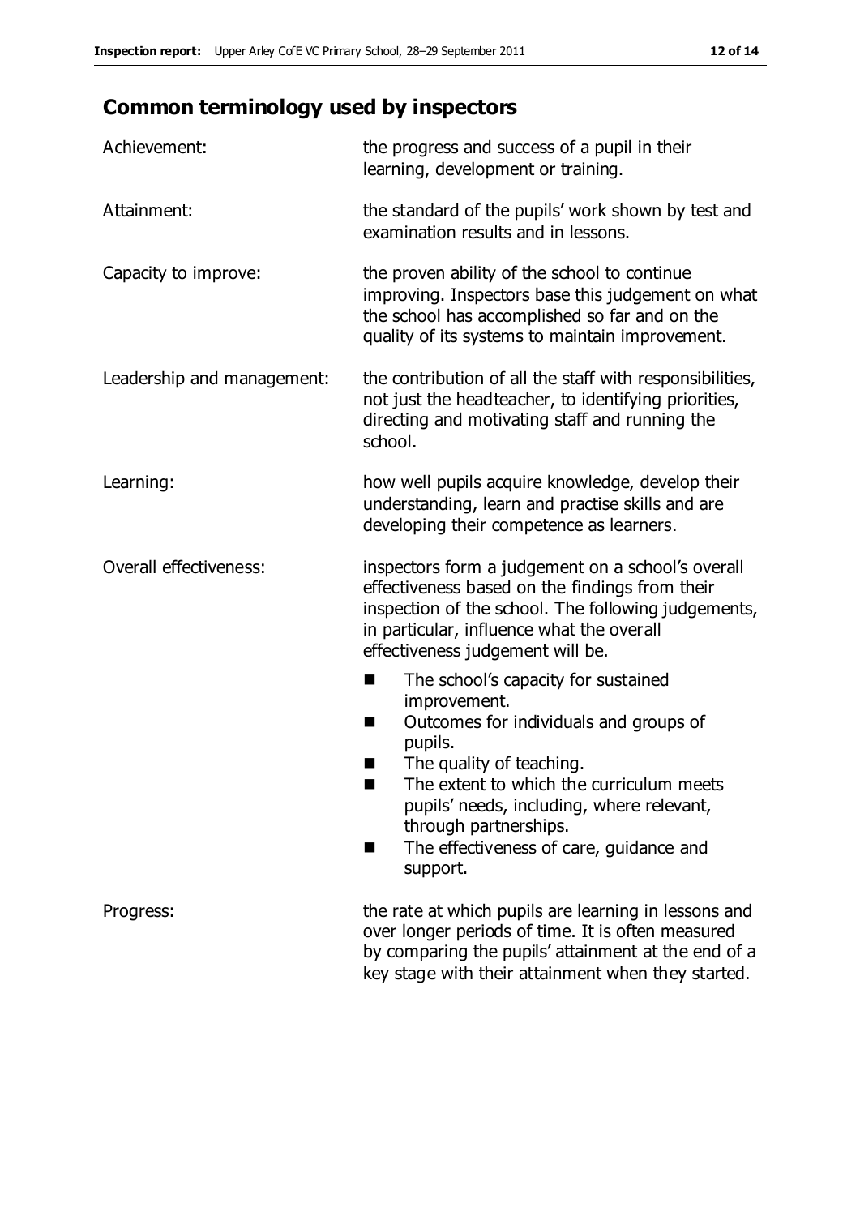## Common terminology used by inspectors

| | |
|---|---|
| Achievement: | the progress and success of a pupil in their learning, development or training. |
| Attainment: | the standard of the pupils' work shown by test and examination results and in lessons. |
| Capacity to improve: | the proven ability of the school to continue improving. Inspectors base this judgement on what the school has accomplished so far and on the quality of its systems to maintain improvement. |
| Leadership and management: | the contribution of all the staff with responsibilities, not just the headteacher, to identifying priorities, directing and motivating staff and running the school. |
| Learning: | how well pupils acquire knowledge, develop their understanding, learn and practise skills and are developing their competence as learners. |
| Overall effectiveness: | inspectors form a judgement on a school's overall effectiveness based on the findings from their inspection of the school. The following judgements, in particular, influence what the overall effectiveness judgement will be.<br>■ The school's capacity for sustained improvement.<br>■ Outcomes for individuals and groups of pupils.<br>■ The quality of teaching.<br>■ The extent to which the curriculum meets pupils' needs, including, where relevant, through partnerships.<br>■ The effectiveness of care, guidance and support. |
| Progress: | the rate at which pupils are learning in lessons and over longer periods of time. It is often measured by comparing the pupils' attainment at the end of a key stage with their attainment when they started. |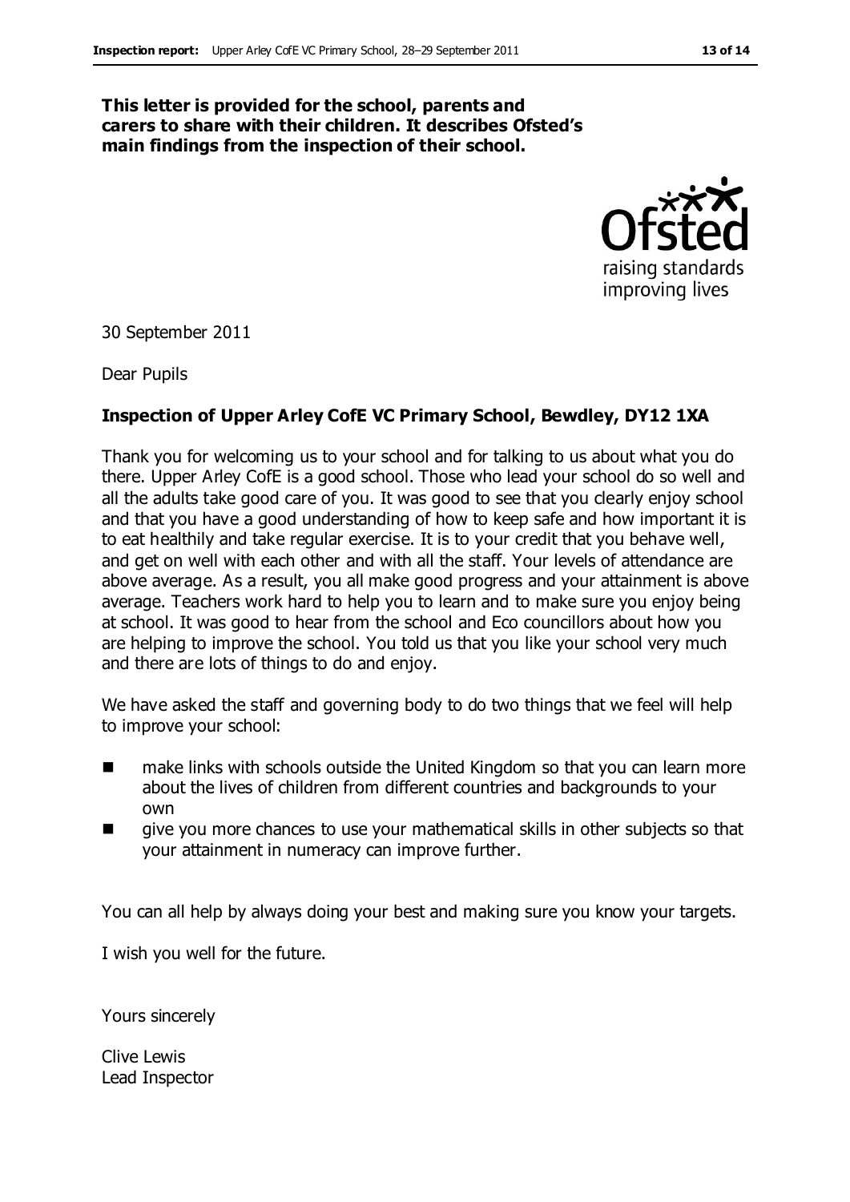**This letter is provided for the school, parents and carers to share with their children. It describes Ofsted's main findings from the inspection of their school.**

30 September 2011

Dear Pupils

**Inspection of Upper Arley CofE VC Primary School, Bewdley, DY12 1XA**

Thank you for welcoming us to your school and for talking to us about what you do there. Upper Arley CofE is a good school. Those who lead your school do so well and all the adults take good care of you. It was good to see that you clearly enjoy school and that you have a good understanding of how to keep safe and how important it is to eat healthily and take regular exercise. It is to your credit that you behave well, and get on well with each other and with all the staff. Your levels of attendance are above average. As a result, you all make good progress and your attainment is above average. Teachers work hard to help you to learn and to make sure you enjoy being at school. It was good to hear from the school and Eco councillors about how you are helping to improve the school. You told us that you like your school very much and there are lots of things to do and enjoy.

We have asked the staff and governing body to do two things that we feel will help to improve your school:

- make links with schools outside the United Kingdom so that you can learn more about the lives of children from different countries and backgrounds to your own
- give you more chances to use your mathematical skills in other subjects so that your attainment in numeracy can improve further.

You can all help by always doing your best and making sure you know your targets.

I wish you well for the future.

Yours sincerely

Clive Lewis
Lead Inspector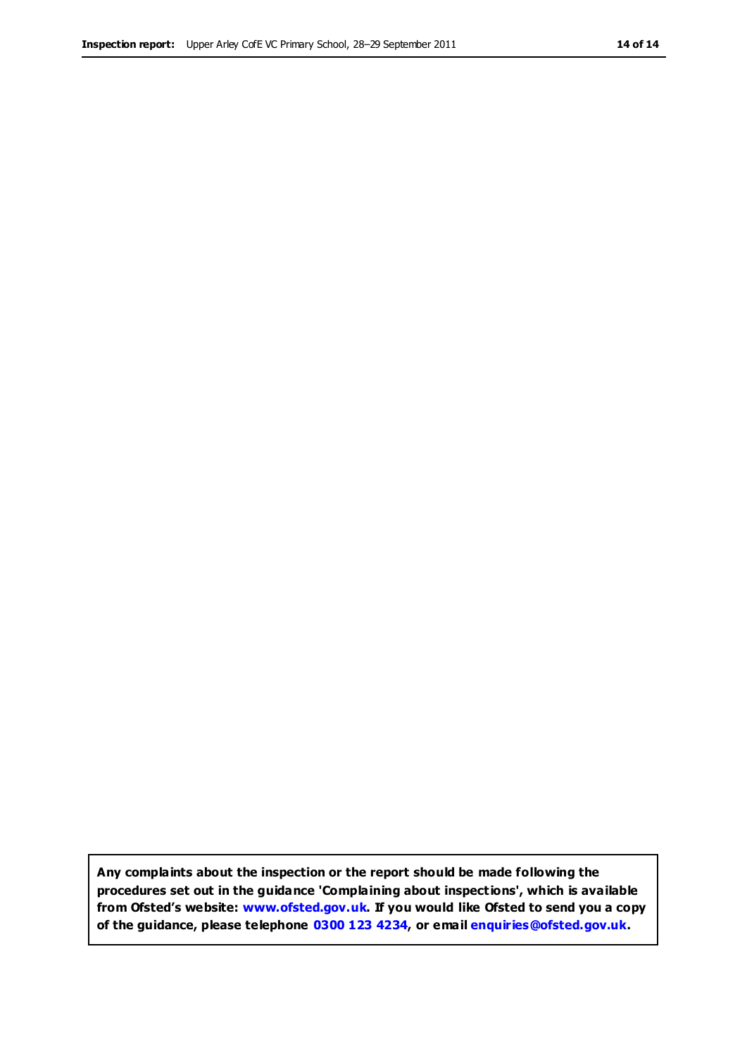**Any complaints about the inspection or the report should be made following the procedures set out in the guidance 'Complaining about inspections', which is available from Ofsted's website: www.ofsted.gov.uk. If you would like Ofsted to send you a copy of the guidance, please telephone 0300 123 4234, or email enquiries@ofsted.gov.uk.**